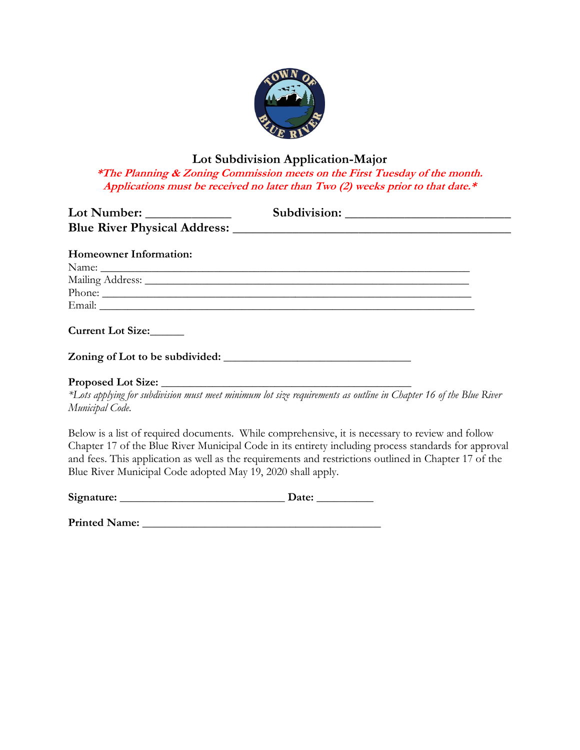# Lot Subdivision Application-Major

***The Planning & Zoning Commission meets on the First Tuesday of the month. Applications must be received no later than Two (2) weeks prior to that date.***

**Lot Number:** ______________ **Subdivision:** ___________________________

**Blue River Physical Address:** ___________________________________________

**Homeowner Information:**

Name: ______________________________________________________________

Mailing Address: _____________________________________________________

Phone: ______________________________________________________________

Email: ______________________________________________________________

**Current Lot Size:**______

**Zoning of Lot to be subdivided:** _________________________________

**Proposed Lot Size:** _________________________________________

*\*Lots applying for subdivision must meet minimum lot size requirements as outline in Chapter 16 of the Blue River Municipal Code.*

Below is a list of required documents. While comprehensive, it is necessary to review and follow Chapter 17 of the Blue River Municipal Code in its entirety including process standards for approval and fees. This application as well as the requirements and restrictions outlined in Chapter 17 of the Blue River Municipal Code adopted May 19, 2020 shall apply.

**Signature:** _____________________________ **Date:** __________

**Printed Name:** ___________________________________________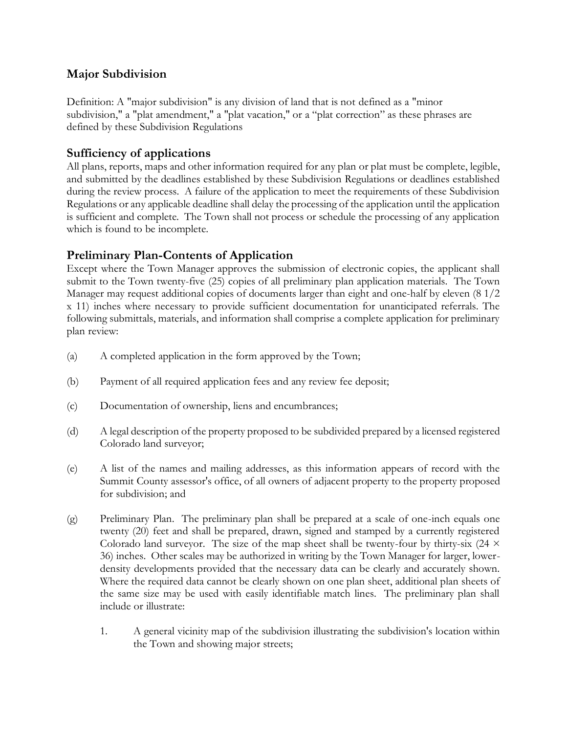## Major Subdivision

Definition: A "major subdivision" is any division of land that is not defined as a "minor subdivision," a "plat amendment," a "plat vacation," or a "plat correction" as these phrases are defined by these Subdivision Regulations

## Sufficiency of applications

All plans, reports, maps and other information required for any plan or plat must be complete, legible, and submitted by the deadlines established by these Subdivision Regulations or deadlines established during the review process. A failure of the application to meet the requirements of these Subdivision Regulations or any applicable deadline shall delay the processing of the application until the application is sufficient and complete. The Town shall not process or schedule the processing of any application which is found to be incomplete.

## Preliminary Plan-Contents of Application

Except where the Town Manager approves the submission of electronic copies, the applicant shall submit to the Town twenty-five (25) copies of all preliminary plan application materials. The Town Manager may request additional copies of documents larger than eight and one-half by eleven (8 1/2 x 11) inches where necessary to provide sufficient documentation for unanticipated referrals. The following submittals, materials, and information shall comprise a complete application for preliminary plan review:

(a) A completed application in the form approved by the Town;

(b) Payment of all required application fees and any review fee deposit;

(c) Documentation of ownership, liens and encumbrances;

(d) A legal description of the property proposed to be subdivided prepared by a licensed registered Colorado land surveyor;

(e) A list of the names and mailing addresses, as this information appears of record with the Summit County assessor's office, of all owners of adjacent property to the property proposed for subdivision; and

(g) Preliminary Plan. The preliminary plan shall be prepared at a scale of one-inch equals one twenty (20) feet and shall be prepared, drawn, signed and stamped by a currently registered Colorado land surveyor. The size of the map sheet shall be twenty-four by thirty-six (24 × 36) inches. Other scales may be authorized in writing by the Town Manager for larger, lower-density developments provided that the necessary data can be clearly and accurately shown. Where the required data cannot be clearly shown on one plan sheet, additional plan sheets of the same size may be used with easily identifiable match lines. The preliminary plan shall include or illustrate:

1. A general vicinity map of the subdivision illustrating the subdivision's location within the Town and showing major streets;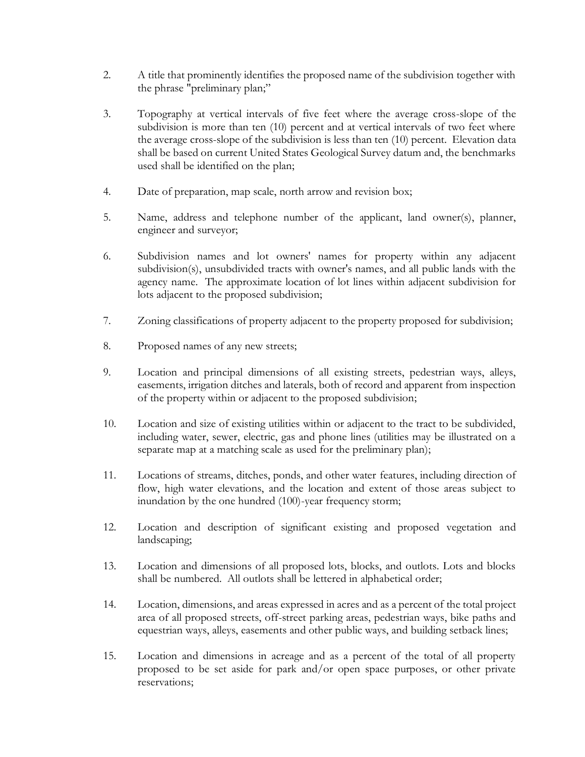2. A title that prominently identifies the proposed name of the subdivision together with the phrase "preliminary plan;"

3. Topography at vertical intervals of five feet where the average cross-slope of the subdivision is more than ten (10) percent and at vertical intervals of two feet where the average cross-slope of the subdivision is less than ten (10) percent. Elevation data shall be based on current United States Geological Survey datum and, the benchmarks used shall be identified on the plan;

4. Date of preparation, map scale, north arrow and revision box;

5. Name, address and telephone number of the applicant, land owner(s), planner, engineer and surveyor;

6. Subdivision names and lot owners' names for property within any adjacent subdivision(s), unsubdivided tracts with owner's names, and all public lands with the agency name. The approximate location of lot lines within adjacent subdivision for lots adjacent to the proposed subdivision;

7. Zoning classifications of property adjacent to the property proposed for subdivision;

8. Proposed names of any new streets;

9. Location and principal dimensions of all existing streets, pedestrian ways, alleys, easements, irrigation ditches and laterals, both of record and apparent from inspection of the property within or adjacent to the proposed subdivision;

10. Location and size of existing utilities within or adjacent to the tract to be subdivided, including water, sewer, electric, gas and phone lines (utilities may be illustrated on a separate map at a matching scale as used for the preliminary plan);

11. Locations of streams, ditches, ponds, and other water features, including direction of flow, high water elevations, and the location and extent of those areas subject to inundation by the one hundred (100)-year frequency storm;

12. Location and description of significant existing and proposed vegetation and landscaping;

13. Location and dimensions of all proposed lots, blocks, and outlots. Lots and blocks shall be numbered. All outlots shall be lettered in alphabetical order;

14. Location, dimensions, and areas expressed in acres and as a percent of the total project area of all proposed streets, off-street parking areas, pedestrian ways, bike paths and equestrian ways, alleys, easements and other public ways, and building setback lines;

15. Location and dimensions in acreage and as a percent of the total of all property proposed to be set aside for park and/or open space purposes, or other private reservations;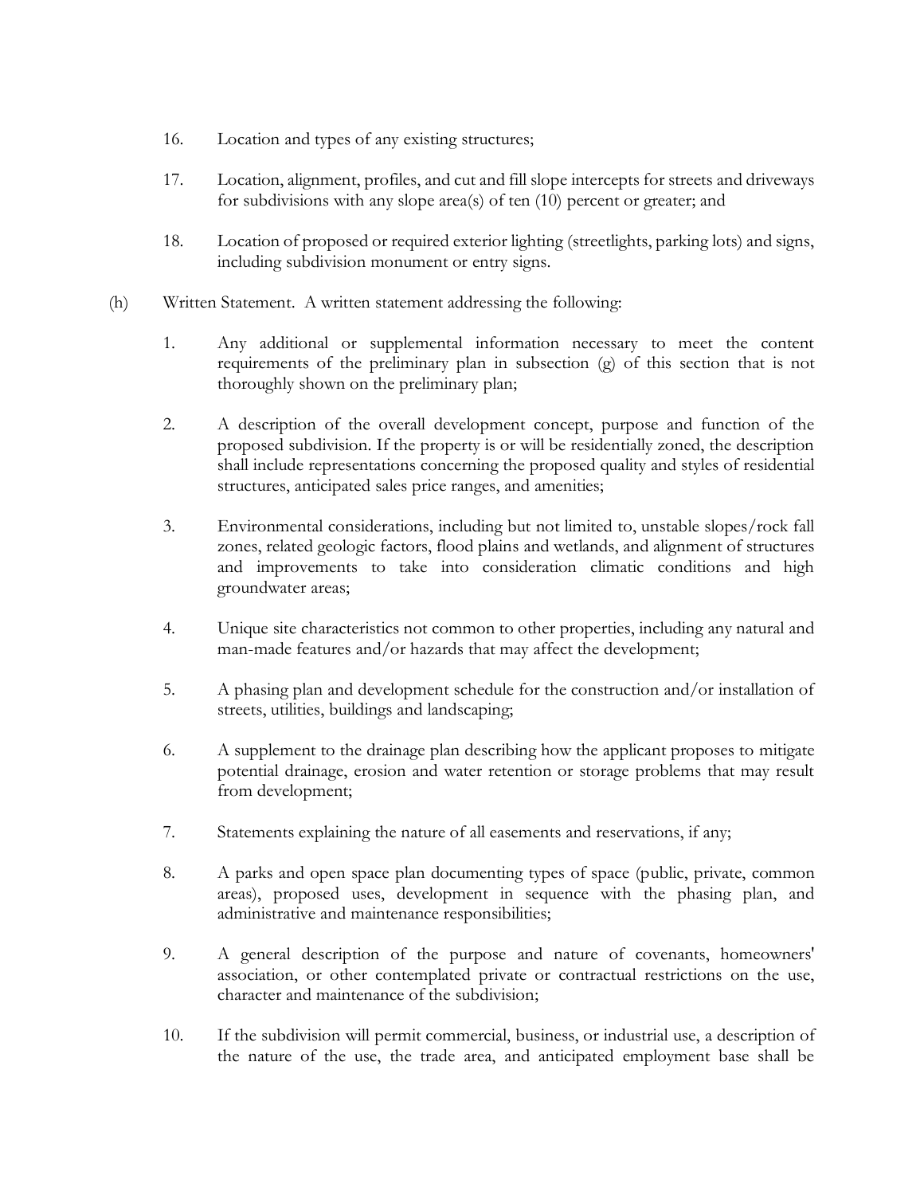16. Location and types of any existing structures;

17. Location, alignment, profiles, and cut and fill slope intercepts for streets and driveways for subdivisions with any slope area(s) of ten (10) percent or greater; and

18. Location of proposed or required exterior lighting (streetlights, parking lots) and signs, including subdivision monument or entry signs.

(h) Written Statement. A written statement addressing the following:

1. Any additional or supplemental information necessary to meet the content requirements of the preliminary plan in subsection (g) of this section that is not thoroughly shown on the preliminary plan;

2. A description of the overall development concept, purpose and function of the proposed subdivision. If the property is or will be residentially zoned, the description shall include representations concerning the proposed quality and styles of residential structures, anticipated sales price ranges, and amenities;

3. Environmental considerations, including but not limited to, unstable slopes/rock fall zones, related geologic factors, flood plains and wetlands, and alignment of structures and improvements to take into consideration climatic conditions and high groundwater areas;

4. Unique site characteristics not common to other properties, including any natural and man-made features and/or hazards that may affect the development;

5. A phasing plan and development schedule for the construction and/or installation of streets, utilities, buildings and landscaping;

6. A supplement to the drainage plan describing how the applicant proposes to mitigate potential drainage, erosion and water retention or storage problems that may result from development;

7. Statements explaining the nature of all easements and reservations, if any;

8. A parks and open space plan documenting types of space (public, private, common areas), proposed uses, development in sequence with the phasing plan, and administrative and maintenance responsibilities;

9. A general description of the purpose and nature of covenants, homeowners' association, or other contemplated private or contractual restrictions on the use, character and maintenance of the subdivision;

10. If the subdivision will permit commercial, business, or industrial use, a description of the nature of the use, the trade area, and anticipated employment base shall be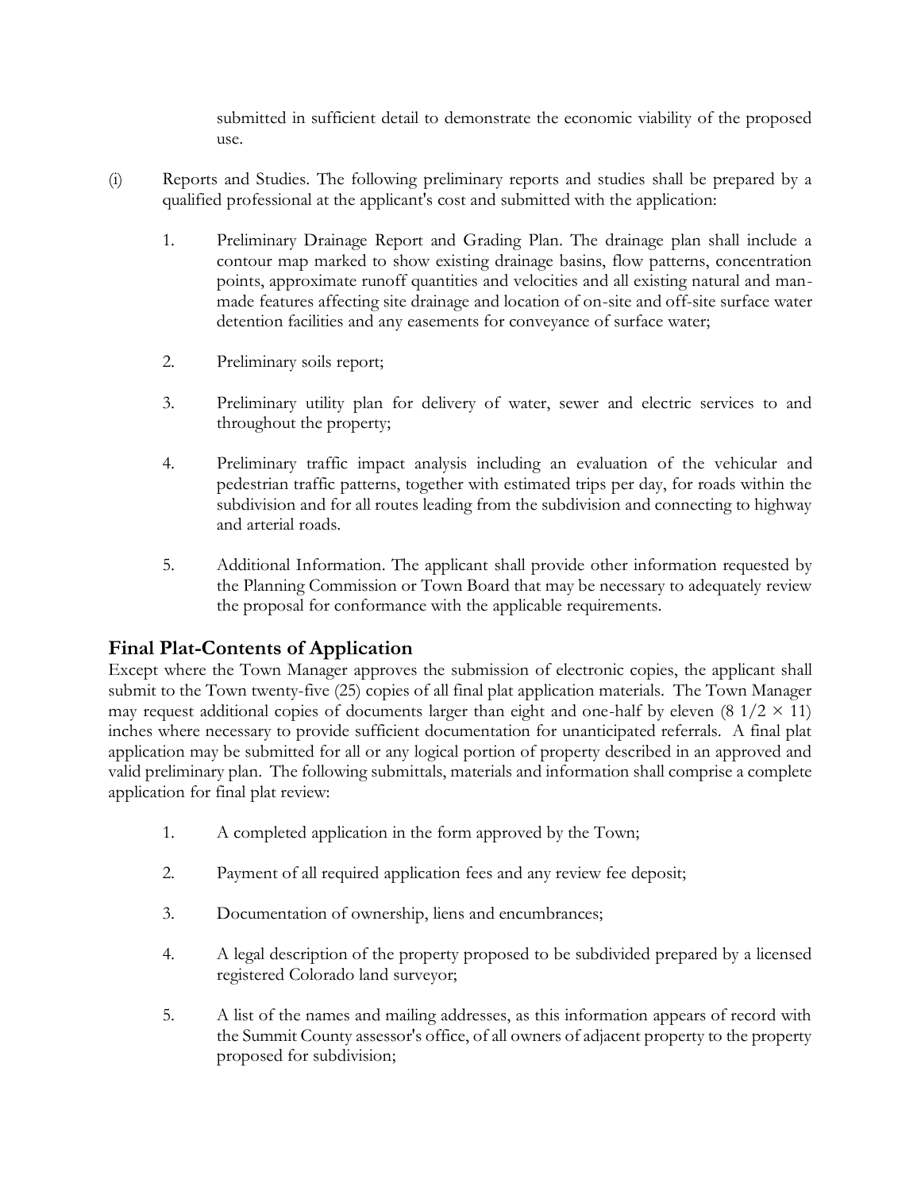submitted in sufficient detail to demonstrate the economic viability of the proposed use.

(i) Reports and Studies. The following preliminary reports and studies shall be prepared by a qualified professional at the applicant's cost and submitted with the application:

1. Preliminary Drainage Report and Grading Plan. The drainage plan shall include a contour map marked to show existing drainage basins, flow patterns, concentration points, approximate runoff quantities and velocities and all existing natural and man-made features affecting site drainage and location of on-site and off-site surface water detention facilities and any easements for conveyance of surface water;

2. Preliminary soils report;

3. Preliminary utility plan for delivery of water, sewer and electric services to and throughout the property;

4. Preliminary traffic impact analysis including an evaluation of the vehicular and pedestrian traffic patterns, together with estimated trips per day, for roads within the subdivision and for all routes leading from the subdivision and connecting to highway and arterial roads.

5. Additional Information. The applicant shall provide other information requested by the Planning Commission or Town Board that may be necessary to adequately review the proposal for conformance with the applicable requirements.

## Final Plat-Contents of Application

Except where the Town Manager approves the submission of electronic copies, the applicant shall submit to the Town twenty-five (25) copies of all final plat application materials. The Town Manager may request additional copies of documents larger than eight and one-half by eleven (8 1/2 × 11) inches where necessary to provide sufficient documentation for unanticipated referrals. A final plat application may be submitted for all or any logical portion of property described in an approved and valid preliminary plan. The following submittals, materials and information shall comprise a complete application for final plat review:

1. A completed application in the form approved by the Town;

2. Payment of all required application fees and any review fee deposit;

3. Documentation of ownership, liens and encumbrances;

4. A legal description of the property proposed to be subdivided prepared by a licensed registered Colorado land surveyor;

5. A list of the names and mailing addresses, as this information appears of record with the Summit County assessor's office, of all owners of adjacent property to the property proposed for subdivision;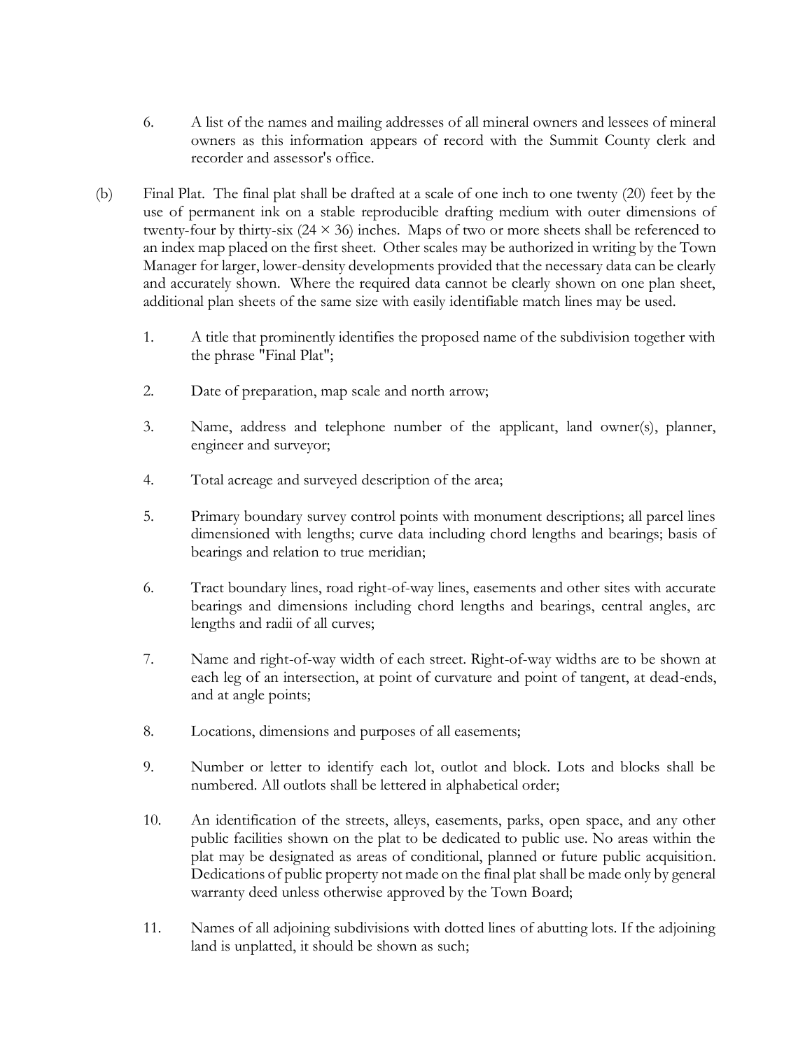6. A list of the names and mailing addresses of all mineral owners and lessees of mineral owners as this information appears of record with the Summit County clerk and recorder and assessor's office.

(b) Final Plat. The final plat shall be drafted at a scale of one inch to one twenty (20) feet by the use of permanent ink on a stable reproducible drafting medium with outer dimensions of twenty-four by thirty-six (24 × 36) inches. Maps of two or more sheets shall be referenced to an index map placed on the first sheet. Other scales may be authorized in writing by the Town Manager for larger, lower-density developments provided that the necessary data can be clearly and accurately shown. Where the required data cannot be clearly shown on one plan sheet, additional plan sheets of the same size with easily identifiable match lines may be used.

1. A title that prominently identifies the proposed name of the subdivision together with the phrase "Final Plat";

2. Date of preparation, map scale and north arrow;

3. Name, address and telephone number of the applicant, land owner(s), planner, engineer and surveyor;

4. Total acreage and surveyed description of the area;

5. Primary boundary survey control points with monument descriptions; all parcel lines dimensioned with lengths; curve data including chord lengths and bearings; basis of bearings and relation to true meridian;

6. Tract boundary lines, road right-of-way lines, easements and other sites with accurate bearings and dimensions including chord lengths and bearings, central angles, arc lengths and radii of all curves;

7. Name and right-of-way width of each street. Right-of-way widths are to be shown at each leg of an intersection, at point of curvature and point of tangent, at dead-ends, and at angle points;

8. Locations, dimensions and purposes of all easements;

9. Number or letter to identify each lot, outlot and block. Lots and blocks shall be numbered. All outlots shall be lettered in alphabetical order;

10. An identification of the streets, alleys, easements, parks, open space, and any other public facilities shown on the plat to be dedicated to public use. No areas within the plat may be designated as areas of conditional, planned or future public acquisition. Dedications of public property not made on the final plat shall be made only by general warranty deed unless otherwise approved by the Town Board;

11. Names of all adjoining subdivisions with dotted lines of abutting lots. If the adjoining land is unplatted, it should be shown as such;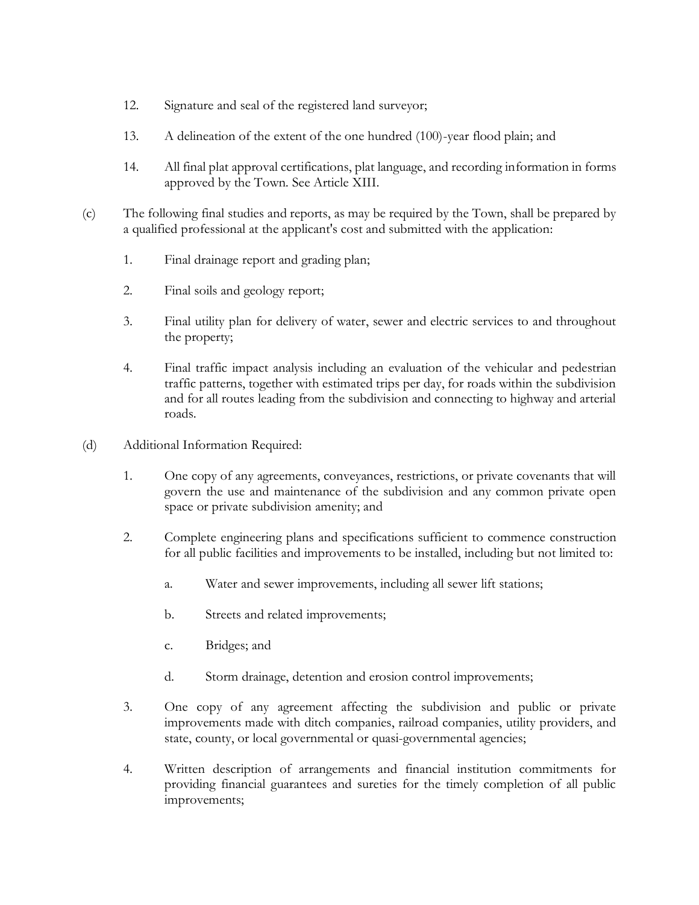12. Signature and seal of the registered land surveyor;

13. A delineation of the extent of the one hundred (100)-year flood plain; and

14. All final plat approval certifications, plat language, and recording information in forms approved by the Town. See Article XIII.

(c) The following final studies and reports, as may be required by the Town, shall be prepared by a qualified professional at the applicant's cost and submitted with the application:

1. Final drainage report and grading plan;

2. Final soils and geology report;

3. Final utility plan for delivery of water, sewer and electric services to and throughout the property;

4. Final traffic impact analysis including an evaluation of the vehicular and pedestrian traffic patterns, together with estimated trips per day, for roads within the subdivision and for all routes leading from the subdivision and connecting to highway and arterial roads.

(d) Additional Information Required:

1. One copy of any agreements, conveyances, restrictions, or private covenants that will govern the use and maintenance of the subdivision and any common private open space or private subdivision amenity; and

2. Complete engineering plans and specifications sufficient to commence construction for all public facilities and improvements to be installed, including but not limited to:

   a. Water and sewer improvements, including all sewer lift stations;

   b. Streets and related improvements;

   c. Bridges; and

   d. Storm drainage, detention and erosion control improvements;

3. One copy of any agreement affecting the subdivision and public or private improvements made with ditch companies, railroad companies, utility providers, and state, county, or local governmental or quasi-governmental agencies;

4. Written description of arrangements and financial institution commitments for providing financial guarantees and sureties for the timely completion of all public improvements;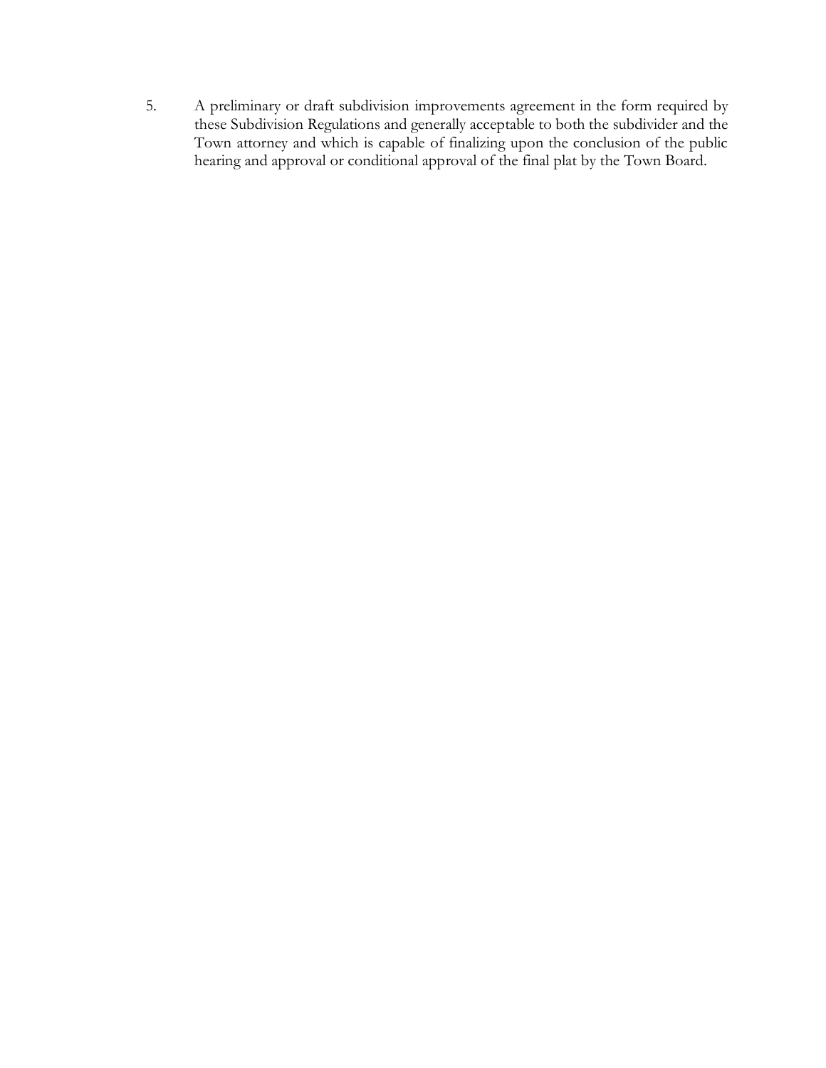5. A preliminary or draft subdivision improvements agreement in the form required by these Subdivision Regulations and generally acceptable to both the subdivider and the Town attorney and which is capable of finalizing upon the conclusion of the public hearing and approval or conditional approval of the final plat by the Town Board.